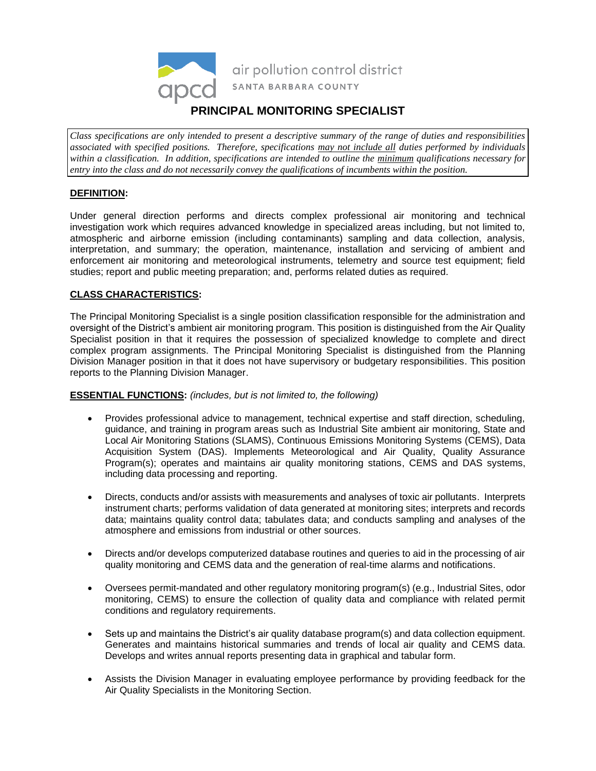air pollution control district

SANTA BARBARA COUNTY

# PRINCIPAL MONITORING SPECIALIST

*Class specifications are only intended to present a descriptive summary of the range of duties and responsibilities associated with specified positions. Therefore, specifications may not include all duties performed by individuals within a classification. In addition, specifications are intended to outline the minimum qualifications necessary for entry into the class and do not necessarily convey the qualifications of incumbents within the position.*

## DEFINITION:

Under general direction performs and directs complex professional air monitoring and technical investigation work which requires advanced knowledge in specialized areas including, but not limited to, atmospheric and airborne emission (including contaminants) sampling and data collection, analysis, interpretation, and summary; the operation, maintenance, installation and servicing of ambient and enforcement air monitoring and meteorological instruments, telemetry and source test equipment; field studies; report and public meeting preparation; and, performs related duties as required.

## CLASS CHARACTERISTICS:

The Principal Monitoring Specialist is a single position classification responsible for the administration and oversight of the District's ambient air monitoring program. This position is distinguished from the Air Quality Specialist position in that it requires the possession of specialized knowledge to complete and direct complex program assignments. The Principal Monitoring Specialist is distinguished from the Planning Division Manager position in that it does not have supervisory or budgetary responsibilities. This position reports to the Planning Division Manager.

## ESSENTIAL FUNCTIONS: *(includes, but is not limited to, the following)*

- Provides professional advice to management, technical expertise and staff direction, scheduling, guidance, and training in program areas such as Industrial Site ambient air monitoring, State and Local Air Monitoring Stations (SLAMS), Continuous Emissions Monitoring Systems (CEMS), Data Acquisition System (DAS). Implements Meteorological and Air Quality, Quality Assurance Program(s); operates and maintains air quality monitoring stations, CEMS and DAS systems, including data processing and reporting.

- Directs, conducts and/or assists with measurements and analyses of toxic air pollutants. Interprets instrument charts; performs validation of data generated at monitoring sites; interprets and records data; maintains quality control data; tabulates data; and conducts sampling and analyses of the atmosphere and emissions from industrial or other sources.

- Directs and/or develops computerized database routines and queries to aid in the processing of air quality monitoring and CEMS data and the generation of real-time alarms and notifications.

- Oversees permit-mandated and other regulatory monitoring program(s) (e.g., Industrial Sites, odor monitoring, CEMS) to ensure the collection of quality data and compliance with related permit conditions and regulatory requirements.

- Sets up and maintains the District's air quality database program(s) and data collection equipment. Generates and maintains historical summaries and trends of local air quality and CEMS data. Develops and writes annual reports presenting data in graphical and tabular form.

- Assists the Division Manager in evaluating employee performance by providing feedback for the Air Quality Specialists in the Monitoring Section.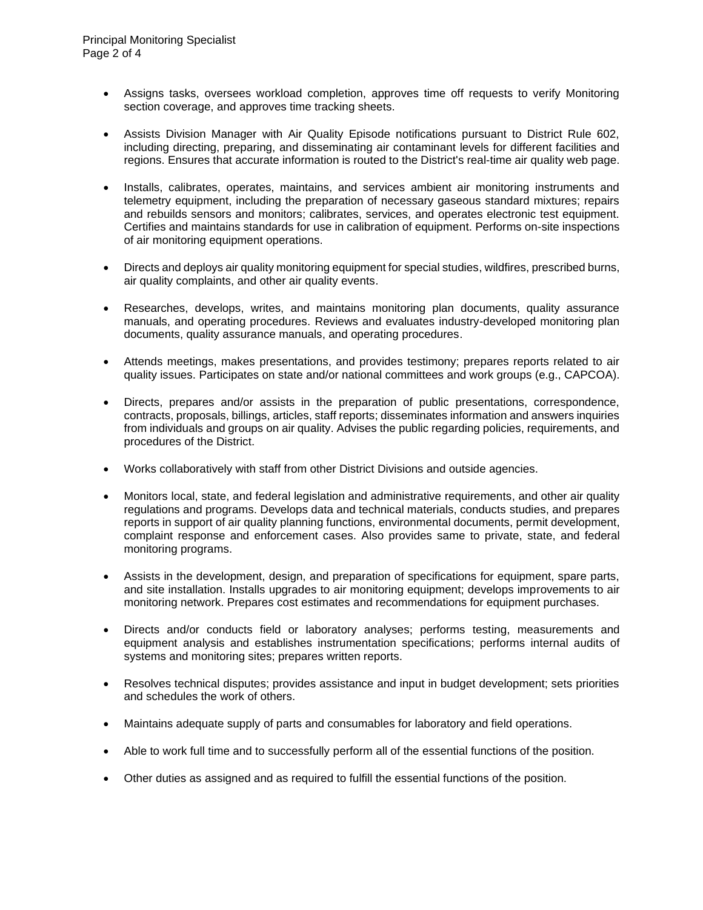- Assigns tasks, oversees workload completion, approves time off requests to verify Monitoring section coverage, and approves time tracking sheets.

- Assists Division Manager with Air Quality Episode notifications pursuant to District Rule 602, including directing, preparing, and disseminating air contaminant levels for different facilities and regions. Ensures that accurate information is routed to the District's real-time air quality web page.

- Installs, calibrates, operates, maintains, and services ambient air monitoring instruments and telemetry equipment, including the preparation of necessary gaseous standard mixtures; repairs and rebuilds sensors and monitors; calibrates, services, and operates electronic test equipment. Certifies and maintains standards for use in calibration of equipment. Performs on-site inspections of air monitoring equipment operations.

- Directs and deploys air quality monitoring equipment for special studies, wildfires, prescribed burns, air quality complaints, and other air quality events.

- Researches, develops, writes, and maintains monitoring plan documents, quality assurance manuals, and operating procedures. Reviews and evaluates industry-developed monitoring plan documents, quality assurance manuals, and operating procedures.

- Attends meetings, makes presentations, and provides testimony; prepares reports related to air quality issues. Participates on state and/or national committees and work groups (e.g., CAPCOA).

- Directs, prepares and/or assists in the preparation of public presentations, correspondence, contracts, proposals, billings, articles, staff reports; disseminates information and answers inquiries from individuals and groups on air quality. Advises the public regarding policies, requirements, and procedures of the District.

- Works collaboratively with staff from other District Divisions and outside agencies.

- Monitors local, state, and federal legislation and administrative requirements, and other air quality regulations and programs. Develops data and technical materials, conducts studies, and prepares reports in support of air quality planning functions, environmental documents, permit development, complaint response and enforcement cases. Also provides same to private, state, and federal monitoring programs.

- Assists in the development, design, and preparation of specifications for equipment, spare parts, and site installation. Installs upgrades to air monitoring equipment; develops improvements to air monitoring network. Prepares cost estimates and recommendations for equipment purchases.

- Directs and/or conducts field or laboratory analyses; performs testing, measurements and equipment analysis and establishes instrumentation specifications; performs internal audits of systems and monitoring sites; prepares written reports.

- Resolves technical disputes; provides assistance and input in budget development; sets priorities and schedules the work of others.

- Maintains adequate supply of parts and consumables for laboratory and field operations.

- Able to work full time and to successfully perform all of the essential functions of the position.

- Other duties as assigned and as required to fulfill the essential functions of the position.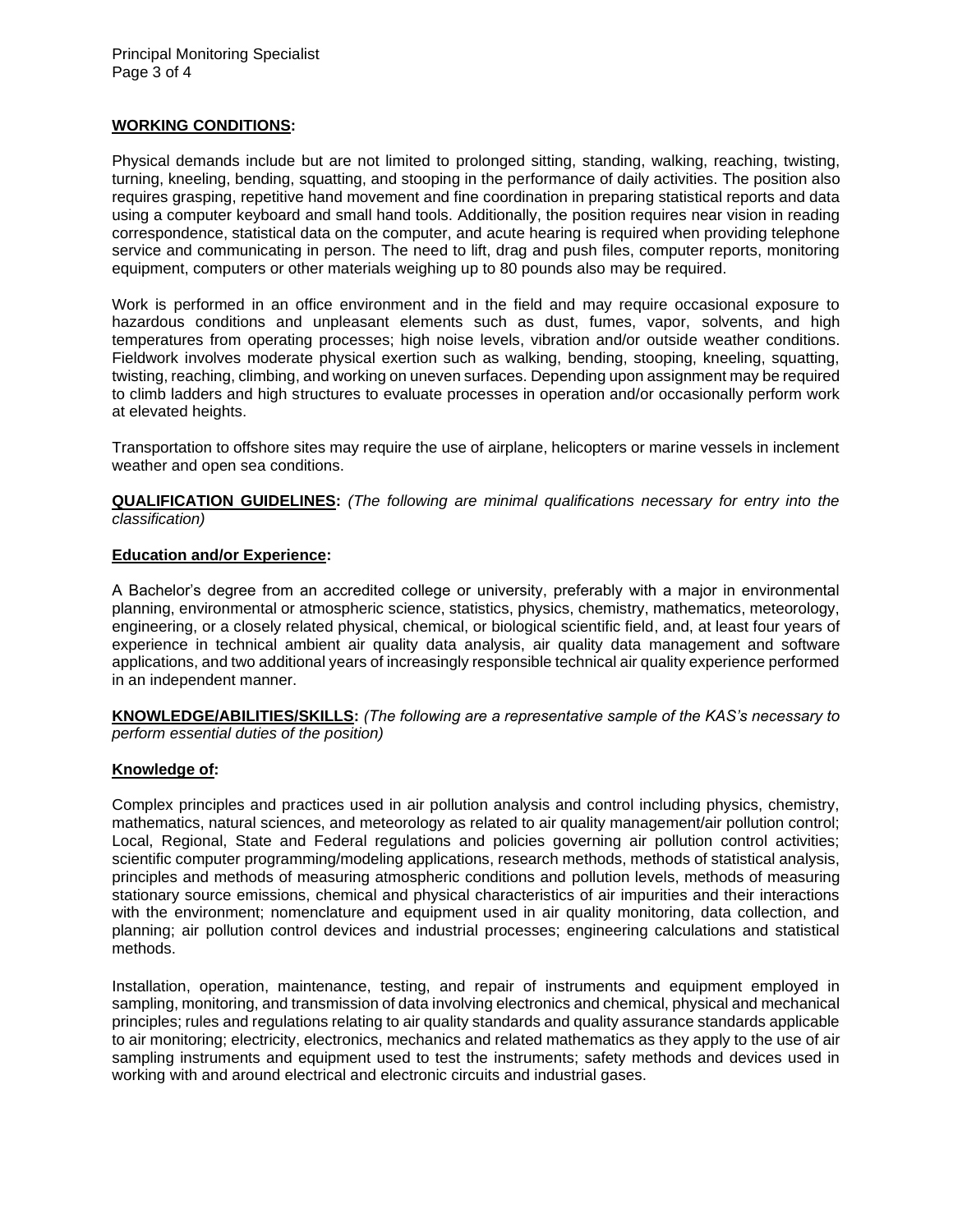**WORKING CONDITIONS:**

Physical demands include but are not limited to prolonged sitting, standing, walking, reaching, twisting, turning, kneeling, bending, squatting, and stooping in the performance of daily activities. The position also requires grasping, repetitive hand movement and fine coordination in preparing statistical reports and data using a computer keyboard and small hand tools. Additionally, the position requires near vision in reading correspondence, statistical data on the computer, and acute hearing is required when providing telephone service and communicating in person. The need to lift, drag and push files, computer reports, monitoring equipment, computers or other materials weighing up to 80 pounds also may be required.

Work is performed in an office environment and in the field and may require occasional exposure to hazardous conditions and unpleasant elements such as dust, fumes, vapor, solvents, and high temperatures from operating processes; high noise levels, vibration and/or outside weather conditions. Fieldwork involves moderate physical exertion such as walking, bending, stooping, kneeling, squatting, twisting, reaching, climbing, and working on uneven surfaces. Depending upon assignment may be required to climb ladders and high structures to evaluate processes in operation and/or occasionally perform work at elevated heights.

Transportation to offshore sites may require the use of airplane, helicopters or marine vessels in inclement weather and open sea conditions.

**QUALIFICATION GUIDELINES:** *(The following are minimal qualifications necessary for entry into the classification)*

**Education and/or Experience:**

A Bachelor's degree from an accredited college or university, preferably with a major in environmental planning, environmental or atmospheric science, statistics, physics, chemistry, mathematics, meteorology, engineering, or a closely related physical, chemical, or biological scientific field, and, at least four years of experience in technical ambient air quality data analysis, air quality data management and software applications, and two additional years of increasingly responsible technical air quality experience performed in an independent manner.

**KNOWLEDGE/ABILITIES/SKILLS:** *(The following are a representative sample of the KAS's necessary to perform essential duties of the position)*

**Knowledge of:**

Complex principles and practices used in air pollution analysis and control including physics, chemistry, mathematics, natural sciences, and meteorology as related to air quality management/air pollution control; Local, Regional, State and Federal regulations and policies governing air pollution control activities; scientific computer programming/modeling applications, research methods, methods of statistical analysis, principles and methods of measuring atmospheric conditions and pollution levels, methods of measuring stationary source emissions, chemical and physical characteristics of air impurities and their interactions with the environment; nomenclature and equipment used in air quality monitoring, data collection, and planning; air pollution control devices and industrial processes; engineering calculations and statistical methods.

Installation, operation, maintenance, testing, and repair of instruments and equipment employed in sampling, monitoring, and transmission of data involving electronics and chemical, physical and mechanical principles; rules and regulations relating to air quality standards and quality assurance standards applicable to air monitoring; electricity, electronics, mechanics and related mathematics as they apply to the use of air sampling instruments and equipment used to test the instruments; safety methods and devices used in working with and around electrical and electronic circuits and industrial gases.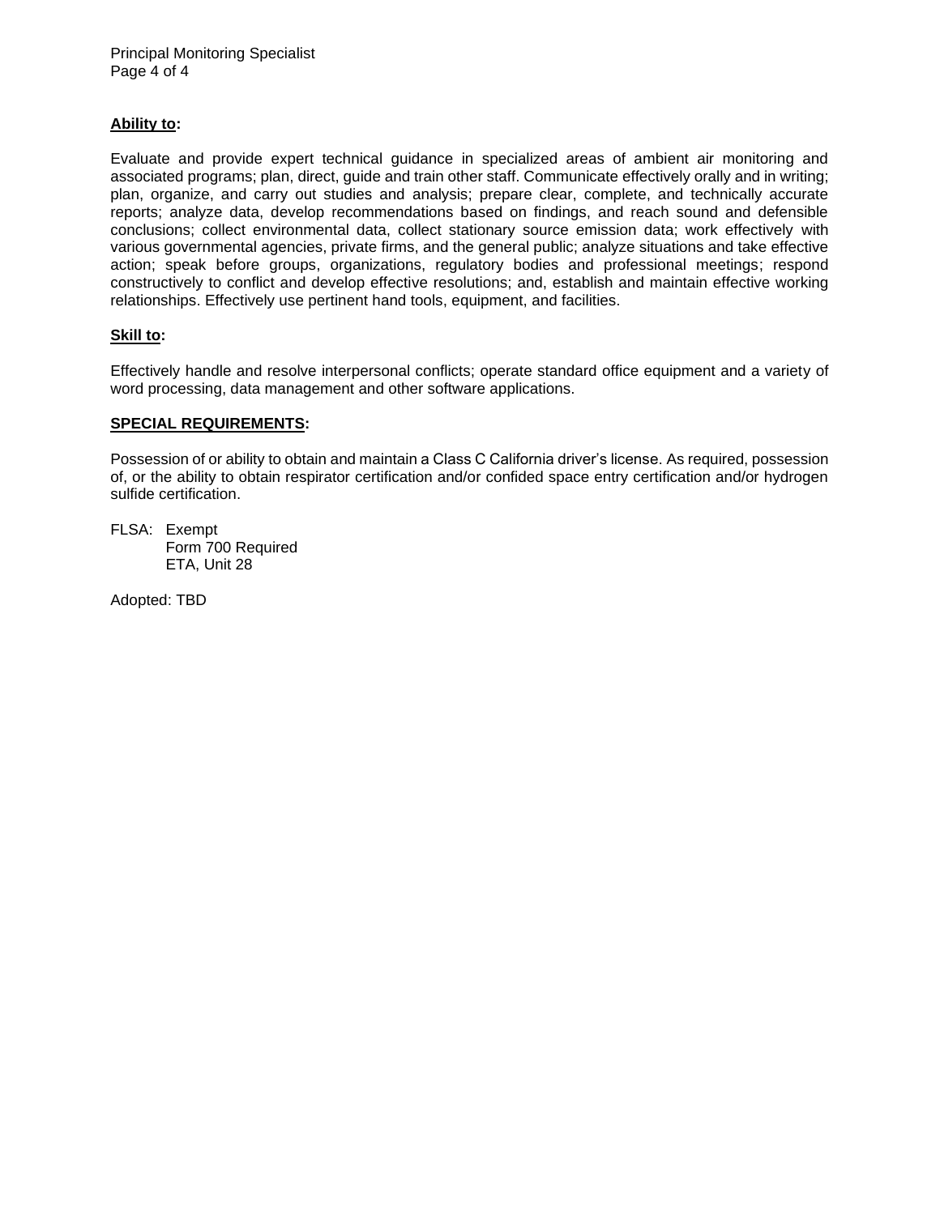**Ability to:**

Evaluate and provide expert technical guidance in specialized areas of ambient air monitoring and associated programs; plan, direct, guide and train other staff. Communicate effectively orally and in writing; plan, organize, and carry out studies and analysis; prepare clear, complete, and technically accurate reports; analyze data, develop recommendations based on findings, and reach sound and defensible conclusions; collect environmental data, collect stationary source emission data; work effectively with various governmental agencies, private firms, and the general public; analyze situations and take effective action; speak before groups, organizations, regulatory bodies and professional meetings; respond constructively to conflict and develop effective resolutions; and, establish and maintain effective working relationships. Effectively use pertinent hand tools, equipment, and facilities.

**Skill to:**

Effectively handle and resolve interpersonal conflicts; operate standard office equipment and a variety of word processing, data management and other software applications.

**SPECIAL REQUIREMENTS:**

Possession of or ability to obtain and maintain a Class C California driver's license. As required, possession of, or the ability to obtain respirator certification and/or confided space entry certification and/or hydrogen sulfide certification.

FLSA: Exempt
Form 700 Required
ETA, Unit 28

Adopted: TBD